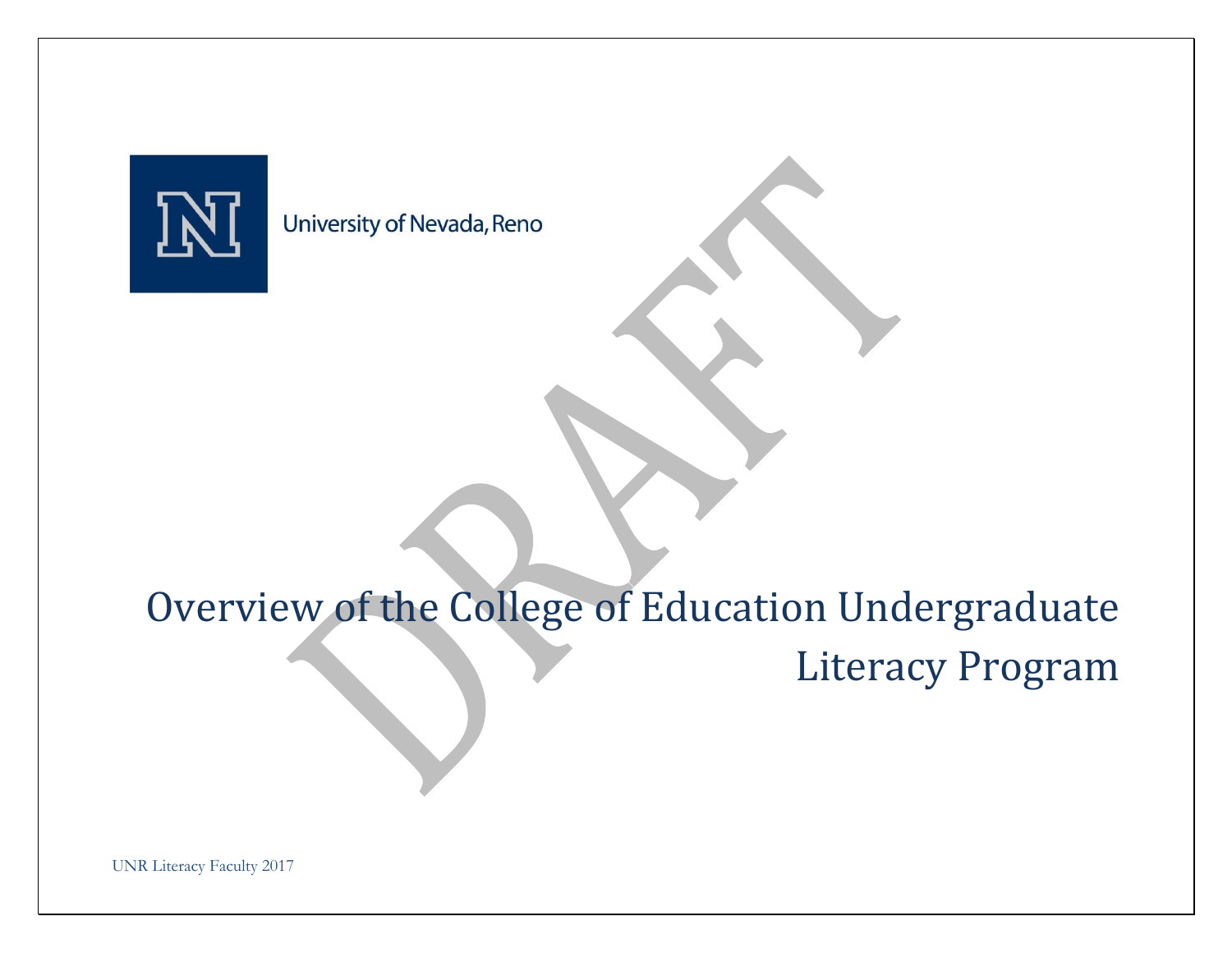University of Nevada, Reno

DRAFT

# Overview of the College of Education Undergraduate Literacy Program

UNR Literacy Faculty 2017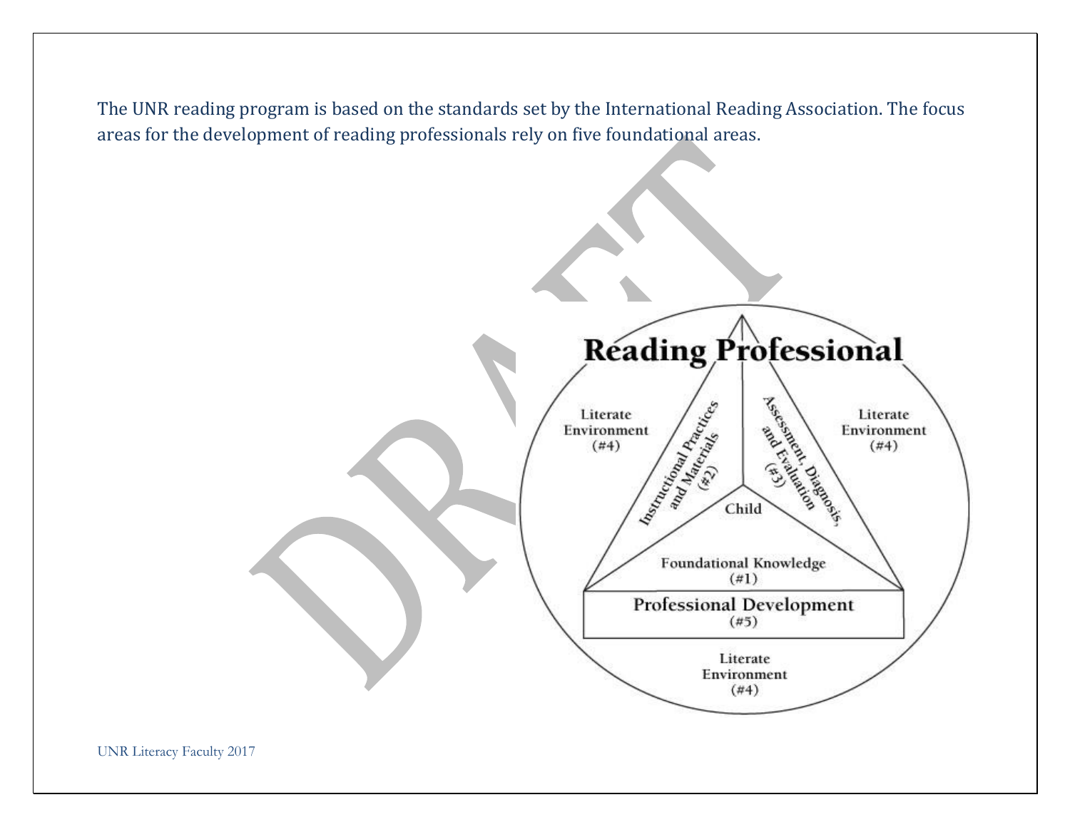The UNR reading program is based on the standards set by the International Reading Association. The focus areas for the development of reading professionals rely on five foundational areas.

**Reading Professional**

Literate Environment (#4)

Instructional Practices and Materials (#2)

Assessment, Diagnosis, and Evaluation (#3)

Child

Foundational Knowledge (#1)

**Professional Development** (#5)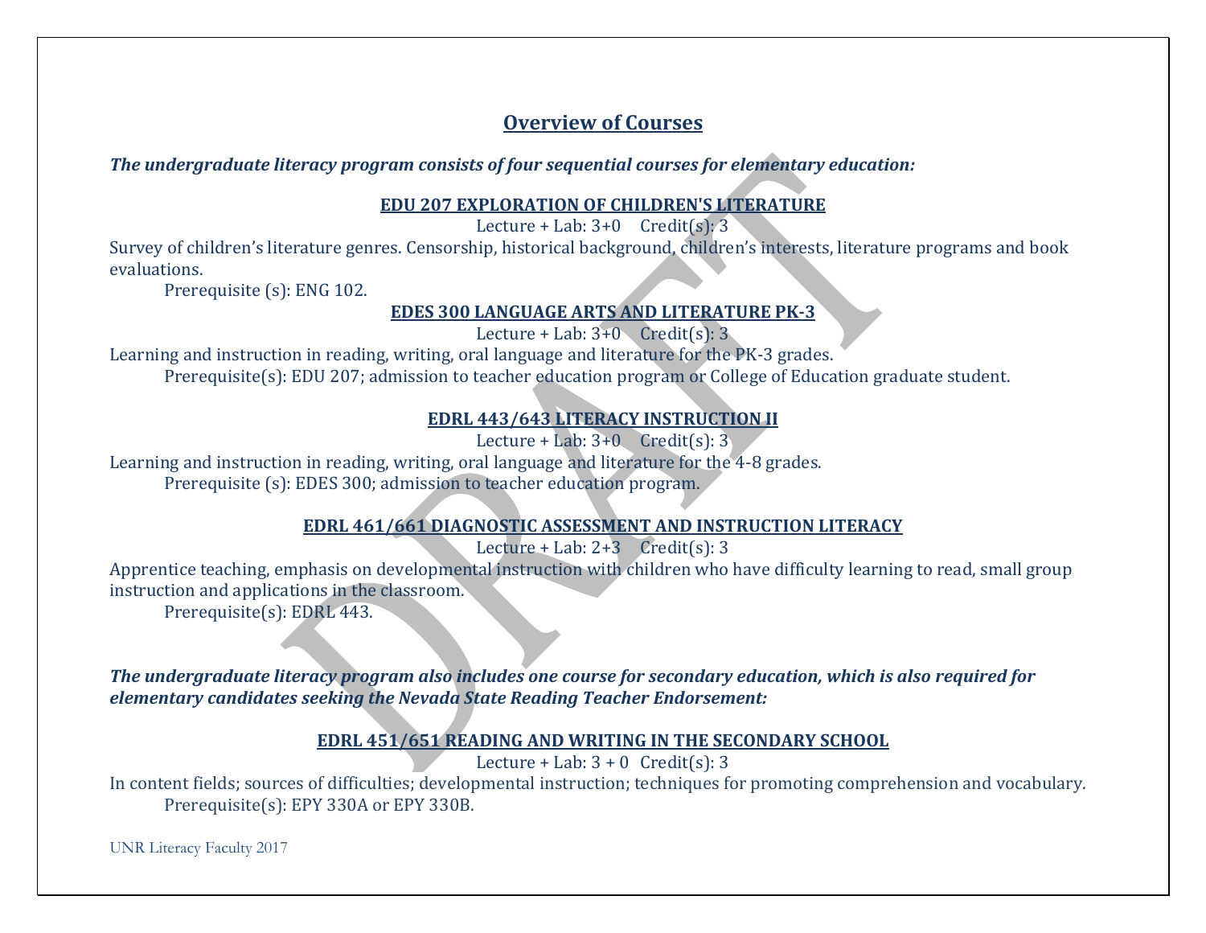## Overview of Courses

***The undergraduate literacy program consists of four sequential courses for elementary education:***

**EDU 207 EXPLORATION OF CHILDREN'S LITERATURE**

Lecture + Lab: 3+0  Credit(s): 3

Survey of children's literature genres. Censorship, historical background, children's interests, literature programs and book evaluations.

Prerequisite (s): ENG 102.

**EDES 300 LANGUAGE ARTS AND LITERATURE PK-3**

Lecture + Lab: 3+0  Credit(s): 3

Learning and instruction in reading, writing, oral language and literature for the PK-3 grades.

Prerequisite(s): EDU 207; admission to teacher education program or College of Education graduate student.

**EDRL 443/643 LITERACY INSTRUCTION II**

Lecture + Lab: 3+0  Credit(s): 3

Learning and instruction in reading, writing, oral language and literature for the 4-8 grades.

Prerequisite (s): EDES 300; admission to teacher education program.

**EDRL 461/661 DIAGNOSTIC ASSESSMENT AND INSTRUCTION LITERACY**

Lecture + Lab: 2+3  Credit(s): 3

Apprentice teaching, emphasis on developmental instruction with children who have difficulty learning to read, small group instruction and applications in the classroom.

Prerequisite(s): EDRL 443.

***The undergraduate literacy program also includes one course for secondary education, which is also required for elementary candidates seeking the Nevada State Reading Teacher Endorsement:***

**EDRL 451/651 READING AND WRITING IN THE SECONDARY SCHOOL**

Lecture + Lab: 3 + 0  Credit(s): 3

In content fields; sources of difficulties; developmental instruction; techniques for promoting comprehension and vocabulary.

Prerequisite(s): EPY 330A or EPY 330B.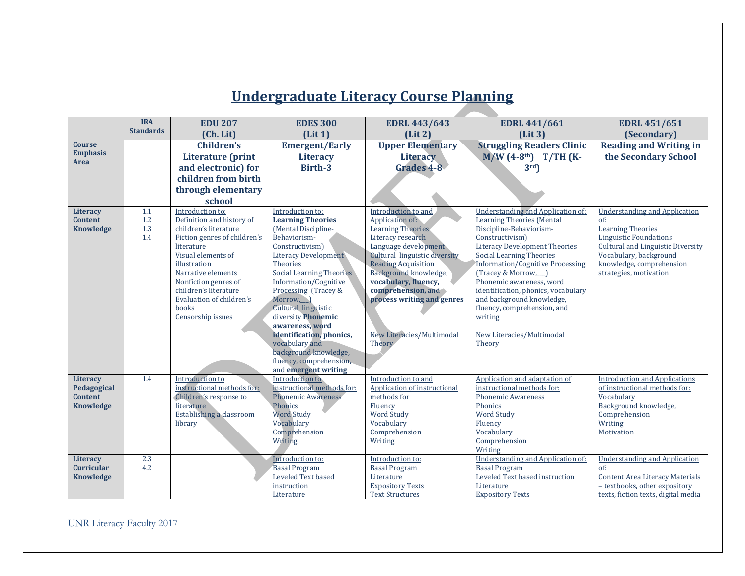# Undergraduate Literacy Course Planning

| | IRA Standards | EDU 207 (Ch. Lit) | EDES 300 (Lit 1) | EDRL 443/643 (Lit 2) | EDRL 441/661 (Lit 3) | EDRL 451/651 (Secondary) |
|---|---|---|---|---|---|---|
| **Course Emphasis Area** | | **Children's Literature (print and electronic) for children from birth through elementary school** | **Emergent/Early Literacy Birth-3** | **Upper Elementary Literacy Grades 4-8** | **Struggling Readers Clinic M/W (4-8th) T/TH (K-3rd)** | **Reading and Writing in the Secondary School** |
| **Literacy Content Knowledge** | 1.1<br>1.2<br>1.3<br>1.4 | Introduction to:<br>Definition and history of children's literature<br>Fiction genres of children's literature<br>Visual elements of illustration<br>Narrative elements<br>Nonfiction genres of children's literature<br>Evaluation of children's books<br>Censorship issues | Introduction to:<br>**Learning Theories** (Mental Discipline-Behaviorism-Constructivism)<br>Literacy Development Theories<br>Social Learning Theories<br>Information/Cognitive Processing (Tracey & Morrow,___)<br>Cultural linguistic diversity **Phonemic awareness, word identification, phonics,** vocabulary and background knowledge, fluency, comprehension, and **emergent writing** | Introduction to and Application of:<br>Learning Theories<br>Literacy research<br>Language development<br>Cultural linguistic diversity<br>Reading Acquisition<br>Background knowledge, **vocabulary, fluency, comprehension,** and **process writing and genres**<br><br>New Literacies/Multimodal Theory | Understanding and Application of:<br>Learning Theories (Mental Discipline-Behaviorism-Constructivism)<br>Literacy Development Theories<br>Social Learning Theories<br>Information/Cognitive Processing (Tracey & Morrow,___)<br>Phonemic awareness, word identification, phonics, vocabulary and background knowledge, fluency, comprehension, and writing<br><br>New Literacies/Multimodal Theory | Understanding and Application of:<br>Learning Theories<br>Linguistic Foundations<br>Cultural and Linguistic Diversity<br>Vocabulary, background knowledge, comprehension strategies, motivation |
| **Literacy Pedagogical Content Knowledge** | 1.4 | Introduction to instructional methods for:<br>Children's response to literature<br>Establishing a classroom library | Introduction to instructional methods for:<br>Phonemic Awareness<br>Phonics<br>Word Study<br>Vocabulary<br>Comprehension<br>Writing | Introduction to and Application of instructional methods for<br>Fluency<br>Word Study<br>Vocabulary<br>Comprehension<br>Writing | Application and adaptation of instructional methods for:<br>Phonemic Awareness<br>Phonics<br>Word Study<br>Fluency<br>Vocabulary<br>Comprehension<br>Writing | Introduction and Applications of instructional methods for:<br>Vocabulary<br>Background knowledge,<br>Comprehension<br>Writing<br>Motivation |
| **Literacy Curricular Knowledge** | 2.3<br>4.2 | | Introduction to:<br>Basal Program<br>Leveled Text based instruction<br>Literature | Introduction to:<br>Basal Program<br>Literature<br>Expository Texts<br>Text Structures | Understanding and Application of:<br>Basal Program<br>Leveled Text based instruction<br>Literature<br>Expository Texts | Understanding and Application of:<br>Content Area Literacy Materials – textbooks, other expository texts, fiction texts, digital media |

UNR Literacy Faculty 2017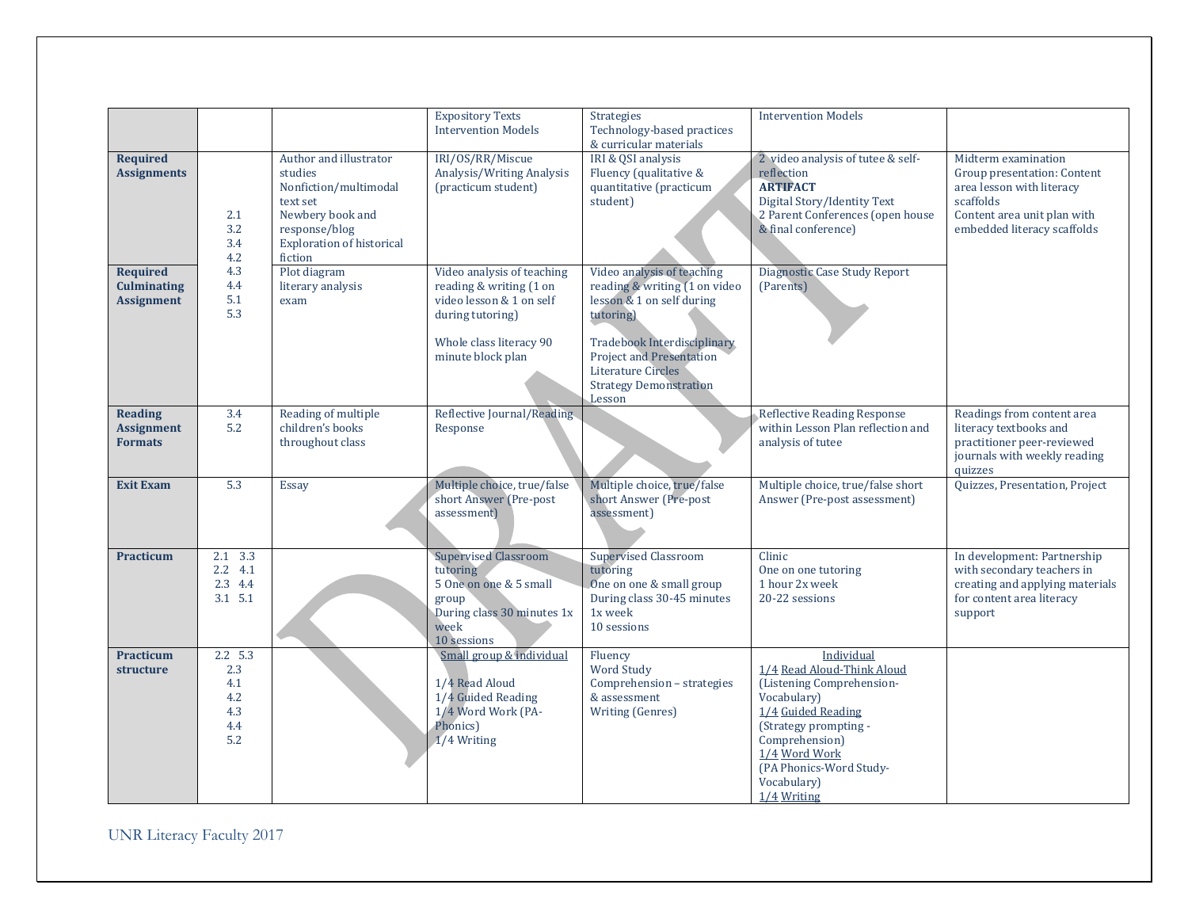| | | | Expository Texts<br>Intervention Models | Strategies<br>Technology-based practices & curricular materials | Intervention Models | |
|---|---|---|---|---|---|---|
| **Required Assignments** | 2.1<br>3.2<br>3.4<br>4.2<br>4.3<br>4.4<br>5.1<br>5.3 | Author and illustrator studies<br>Nonfiction/multimodal text set<br>Newbery book and response/blog<br>Exploration of historical fiction | IRI/OS/RR/Miscue Analysis/Writing Analysis (practicum student) | IRI & QSI analysis<br>Fluency (qualitative & quantitative (practicum student) | 2 video analysis of tutee & self-reflection<br>**ARTIFACT**<br>Digital Story/Identity Text<br>2 Parent Conferences (open house & final conference) | Midterm examination<br>Group presentation: Content area lesson with literacy scaffolds<br>Content area unit plan with embedded literacy scaffolds |
| **Required Culminating Assignment** | | Plot diagram<br>literary analysis<br>exam | Video analysis of teaching reading & writing (1 on video lesson & 1 on self during tutoring)<br><br>Whole class literacy 90 minute block plan | Video analysis of teaching reading & writing (1 on video lesson & 1 on self during tutoring)<br><br>Tradebook Interdisciplinary Project and Presentation<br>Literature Circles<br>Strategy Demonstration Lesson | Diagnostic Case Study Report (Parents) | |
| **Reading Assignment Formats** | 3.4<br>5.2 | Reading of multiple children's books throughout class | Reflective Journal/Reading Response | | Reflective Reading Response within Lesson Plan reflection and analysis of tutee | Readings from content area literacy textbooks and practitioner peer-reviewed journals with weekly reading quizzes |
| **Exit Exam** | 5.3 | Essay | Multiple choice, true/false short Answer (Pre-post assessment) | Multiple choice, true/false short Answer (Pre-post assessment) | Multiple choice, true/false short Answer (Pre-post assessment) | Quizzes, Presentation, Project |
| **Practicum** | 2.1 3.3<br>2.2 4.1<br>2.3 4.4<br>3.1 5.1 | | Supervised Classroom tutoring<br>5 One on one & 5 small group<br>During class 30 minutes 1x week<br>10 sessions | Supervised Classroom tutoring<br>One on one & small group<br>During class 30-45 minutes 1x week<br>10 sessions | Clinic<br>One on one tutoring<br>1 hour 2x week<br>20-22 sessions | In development: Partnership with secondary teachers in creating and applying materials for content area literacy support |
| **Practicum structure** | 2.2 5.3<br>2.3<br>4.1<br>4.2<br>4.3<br>4.4<br>5.2 | | Small group & individual<br><br>1/4 Read Aloud<br>1/4 Guided Reading<br>1/4 Word Work (PA-Phonics)<br>1/4 Writing | Fluency<br>Word Study<br>Comprehension – strategies & assessment<br>Writing (Genres) | Individual<br>1/4 Read Aloud-Think Aloud (Listening Comprehension-Vocabulary)<br>1/4 Guided Reading (Strategy prompting - Comprehension)<br>1/4 Word Work (PA Phonics-Word Study-Vocabulary)<br>1/4 Writing | |

UNR Literacy Faculty 2017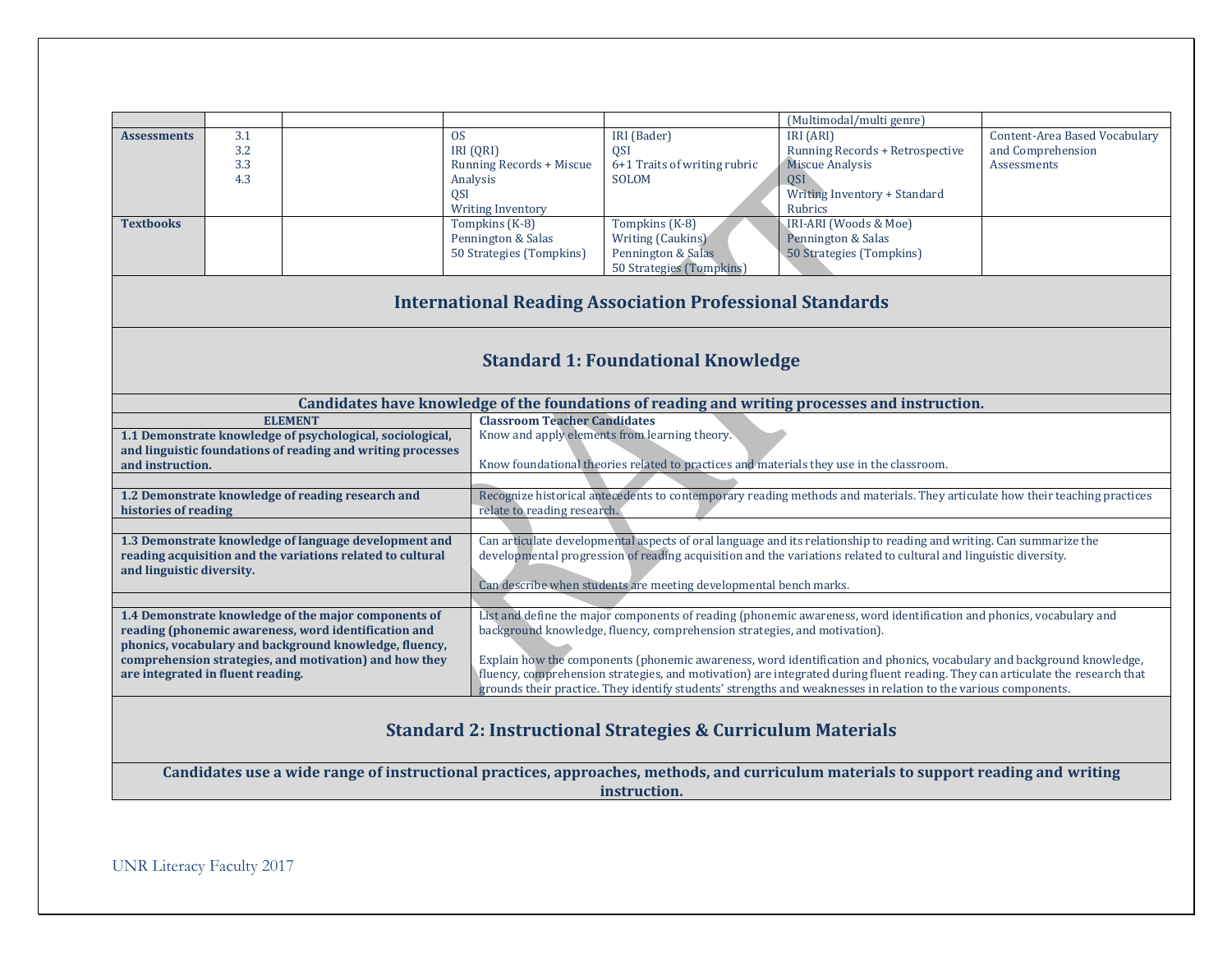| | | | | | | |
|---|---|---|---|---|---|---|
| | | | | | (Multimodal/multi genre) | |
| **Assessments** | 3.1<br>3.2<br>3.3<br>4.3 | | OS<br>IRI (QRI)<br>Running Records + Miscue Analysis<br>QSI<br>Writing Inventory | IRI (Bader)<br>QSI<br>6+1 Traits of writing rubric<br>SOLOM | IRI (ARI)<br>Running Records + Retrospective Miscue Analysis<br>QSI<br>Writing Inventory + Standard Rubrics | Content-Area Based Vocabulary and Comprehension Assessments |
| **Textbooks** | | | Tompkins (K-8)<br>Pennington & Salas<br>50 Strategies (Tompkins) | Tompkins (K-8)<br>Writing (Caukins)<br>Pennington & Salas<br>50 Strategies (Tompkins) | IRI-ARI (Woods & Moe)<br>Pennington & Salas<br>50 Strategies (Tompkins) | |

## International Reading Association Professional Standards

### Standard 1: Foundational Knowledge

**Candidates have knowledge of the foundations of reading and writing processes and instruction.**

| ELEMENT | Classroom Teacher Candidates |
|---|---|
| **1.1 Demonstrate knowledge of psychological, sociological, and linguistic foundations of reading and writing processes and instruction.** | Know and apply elements from learning theory.<br><br>Know foundational theories related to practices and materials they use in the classroom. |
| **1.2 Demonstrate knowledge of reading research and histories of reading** | Recognize historical antecedents to contemporary reading methods and materials. They articulate how their teaching practices relate to reading research. |
| **1.3 Demonstrate knowledge of language development and reading acquisition and the variations related to cultural and linguistic diversity.** | Can articulate developmental aspects of oral language and its relationship to reading and writing. Can summarize the developmental progression of reading acquisition and the variations related to cultural and linguistic diversity.<br><br>Can describe when students are meeting developmental bench marks. |
| **1.4 Demonstrate knowledge of the major components of reading (phonemic awareness, word identification and phonics, vocabulary and background knowledge, fluency, comprehension strategies, and motivation) and how they are integrated in fluent reading.** | List and define the major components of reading (phonemic awareness, word identification and phonics, vocabulary and background knowledge, fluency, comprehension strategies, and motivation).<br><br>Explain how the components (phonemic awareness, word identification and phonics, vocabulary and background knowledge, fluency, comprehension strategies, and motivation) are integrated during fluent reading. They can articulate the research that grounds their practice. They identify students' strengths and weaknesses in relation to the various components. |

### Standard 2: Instructional Strategies & Curriculum Materials

**Candidates use a wide range of instructional practices, approaches, methods, and curriculum materials to support reading and writing instruction.**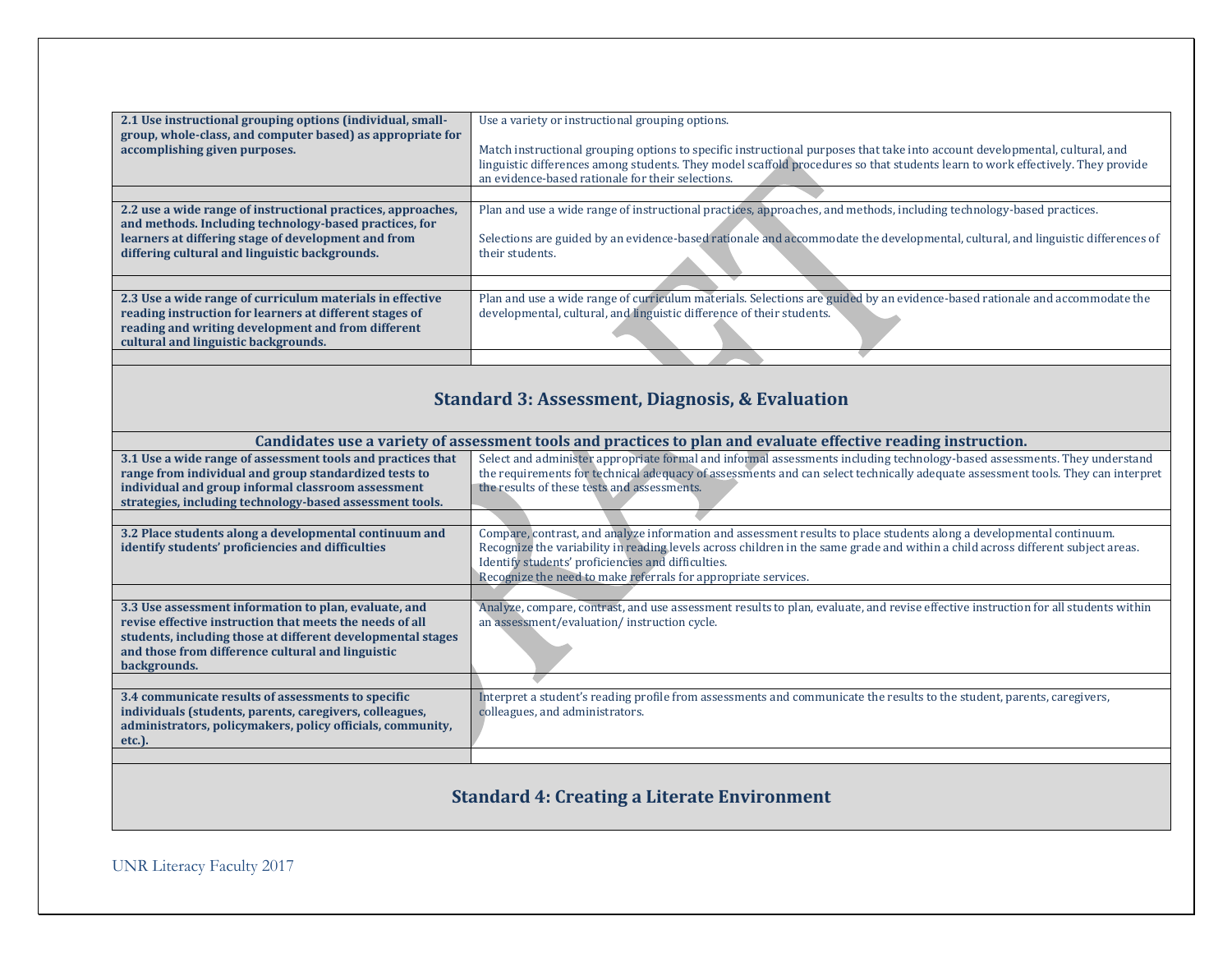| | |
|---|---|
| **2.1 Use instructional grouping options (individual, small-group, whole-class, and computer based) as appropriate for accomplishing given purposes.** | Use a variety or instructional grouping options.<br><br>Match instructional grouping options to specific instructional purposes that take into account developmental, cultural, and linguistic differences among students. They model scaffold procedures so that students learn to work effectively. They provide an evidence-based rationale for their selections. |
| | |
| **2.2 use a wide range of instructional practices, approaches, and methods. Including technology-based practices, for learners at differing stage of development and from differing cultural and linguistic backgrounds.** | Plan and use a wide range of instructional practices, approaches, and methods, including technology-based practices.<br><br>Selections are guided by an evidence-based rationale and accommodate the developmental, cultural, and linguistic differences of their students. |
| | |
| **2.3 Use a wide range of curriculum materials in effective reading instruction for learners at different stages of reading and writing development and from different cultural and linguistic backgrounds.** | Plan and use a wide range of curriculum materials. Selections are guided by an evidence-based rationale and accommodate the developmental, cultural, and linguistic difference of their students. |
| | |

## Standard 3: Assessment, Diagnosis, & Evaluation

**Candidates use a variety of assessment tools and practices to plan and evaluate effective reading instruction.**

| | |
|---|---|
| **3.1 Use a wide range of assessment tools and practices that range from individual and group standardized tests to individual and group informal classroom assessment strategies, including technology-based assessment tools.** | Select and administer appropriate formal and informal assessments including technology-based assessments. They understand the requirements for technical adequacy of assessments and can select technically adequate assessment tools. They can interpret the results of these tests and assessments. |
| | |
| **3.2 Place students along a developmental continuum and identify students' proficiencies and difficulties** | Compare, contrast, and analyze information and assessment results to place students along a developmental continuum.<br>Recognize the variability in reading levels across children in the same grade and within a child across different subject areas.<br>Identify students' proficiencies and difficulties.<br>Recognize the need to make referrals for appropriate services. |
| | |
| **3.3 Use assessment information to plan, evaluate, and revise effective instruction that meets the needs of all students, including those at different developmental stages and those from difference cultural and linguistic backgrounds.** | Analyze, compare, contrast, and use assessment results to plan, evaluate, and revise effective instruction for all students within an assessment/evaluation/ instruction cycle. |
| | |
| **3.4 communicate results of assessments to specific individuals (students, parents, caregivers, colleagues, administrators, policymakers, policy officials, community, etc.).** | Interpret a student's reading profile from assessments and communicate the results to the student, parents, caregivers, colleagues, and administrators. |
| | |

## Standard 4: Creating a Literate Environment

UNR Literacy Faculty 2017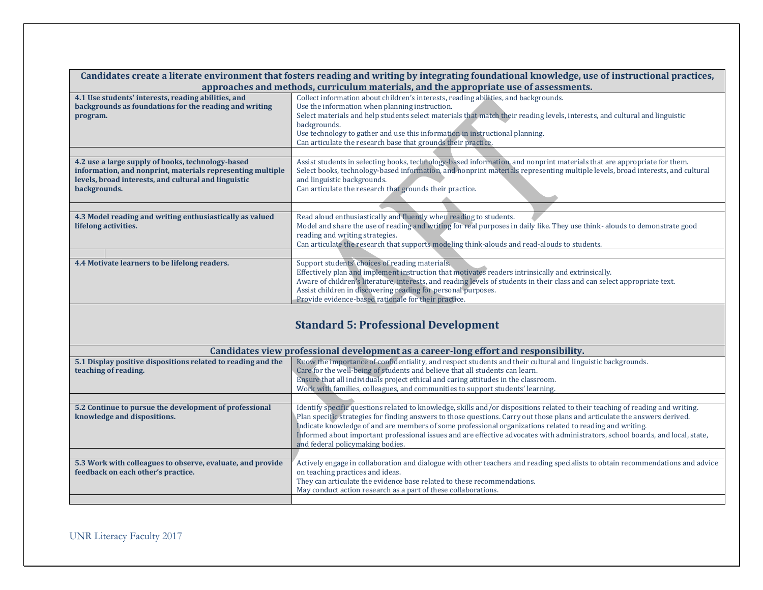| Candidates create a literate environment that fosters reading and writing by integrating foundational knowledge, use of instructional practices, approaches and methods, curriculum materials, and the appropriate use of assessments. | |
|---|---|
| **4.1 Use students' interests, reading abilities, and backgrounds as foundations for the reading and writing program.** | Collect information about children's interests, reading abilities, and backgrounds.<br>Use the information when planning instruction.<br>Select materials and help students select materials that match their reading levels, interests, and cultural and linguistic backgrounds.<br>Use technology to gather and use this information in instructional planning.<br>Can articulate the research base that grounds their practice. |
| | |
| **4.2 use a large supply of books, technology-based information, and nonprint, materials representing multiple levels, broad interests, and cultural and linguistic backgrounds.** | Assist students in selecting books, technology-based information, and nonprint materials that are appropriate for them.<br>Select books, technology-based information, and nonprint materials representing multiple levels, broad interests, and cultural and linguistic backgrounds.<br>Can articulate the research that grounds their practice. |
| | |
| **4.3 Model reading and writing enthusiastically as valued lifelong activities.** | Read aloud enthusiastically and fluently when reading to students.<br>Model and share the use of reading and writing for real purposes in daily like. They use think- alouds to demonstrate good reading and writing strategies.<br>Can articulate the research that supports modeling think-alouds and read-alouds to students. |
| | |
| **4.4 Motivate learners to be lifelong readers.** | Support students' choices of reading materials.<br>Effectively plan and implement instruction that motivates readers intrinsically and extrinsically.<br>Aware of children's literature, interests, and reading levels of students in their class and can select appropriate text.<br>Assist children in discovering reading for personal purposes.<br>Provide evidence-based rationale for their practice. |

## Standard 5: Professional Development

| Candidates view professional development as a career-long effort and responsibility. | |
|---|---|
| **5.1 Display positive dispositions related to reading and the teaching of reading.** | Know the importance of confidentiality, and respect students and their cultural and linguistic backgrounds.<br>Care for the well-being of students and believe that all students can learn.<br>Ensure that all individuals project ethical and caring attitudes in the classroom.<br>Work with families, colleagues, and communities to support students' learning. |
| | |
| **5.2 Continue to pursue the development of professional knowledge and dispositions.** | Identify specific questions related to knowledge, skills and/or dispositions related to their teaching of reading and writing.<br>Plan specific strategies for finding answers to those questions. Carry out those plans and articulate the answers derived.<br>Indicate knowledge of and are members of some professional organizations related to reading and writing.<br>Informed about important professional issues and are effective advocates with administrators, school boards, and local, state, and federal policymaking bodies. |
| | |
| **5.3 Work with colleagues to observe, evaluate, and provide feedback on each other's practice.** | Actively engage in collaboration and dialogue with other teachers and reading specialists to obtain recommendations and advice on teaching practices and ideas.<br>They can articulate the evidence base related to these recommendations.<br>May conduct action research as a part of these collaborations. |
| | |

UNR Literacy Faculty 2017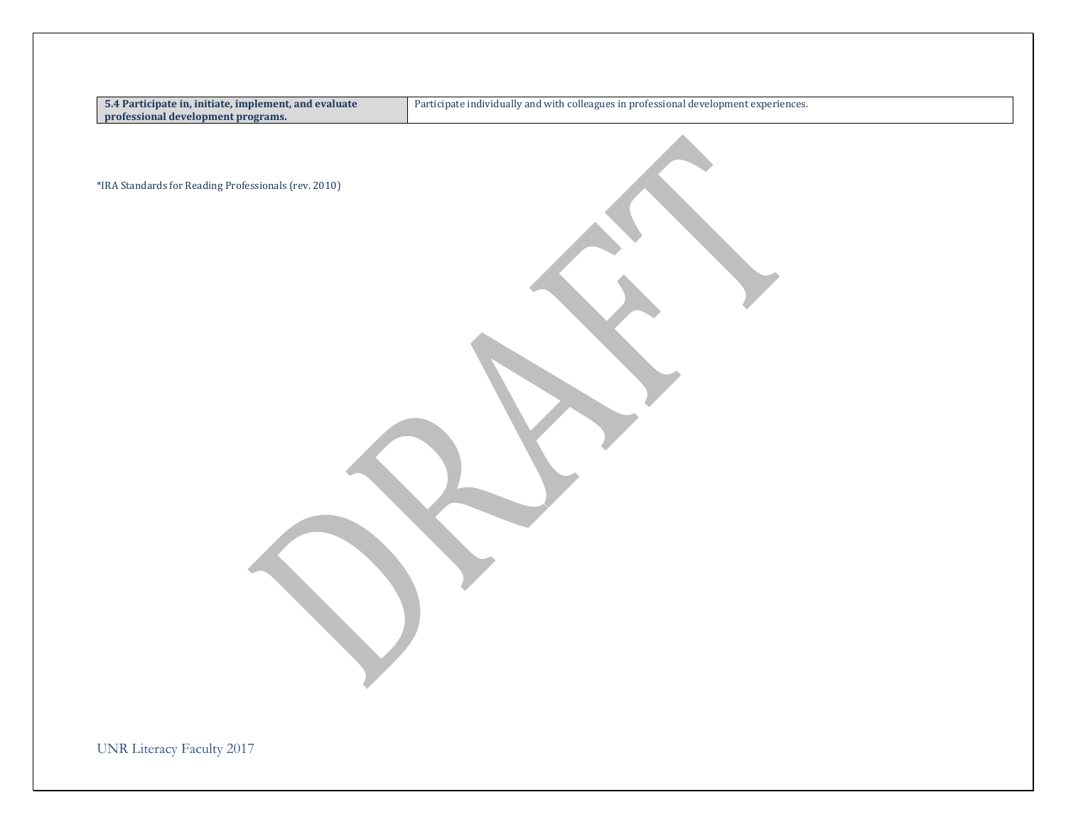| | |
|---|---|
| **5.4 Participate in, initiate, implement, and evaluate professional development programs.** | Participate individually and with colleagues in professional development experiences. |

*IRA Standards for Reading Professionals (rev. 2010)

UNR Literacy Faculty 2017